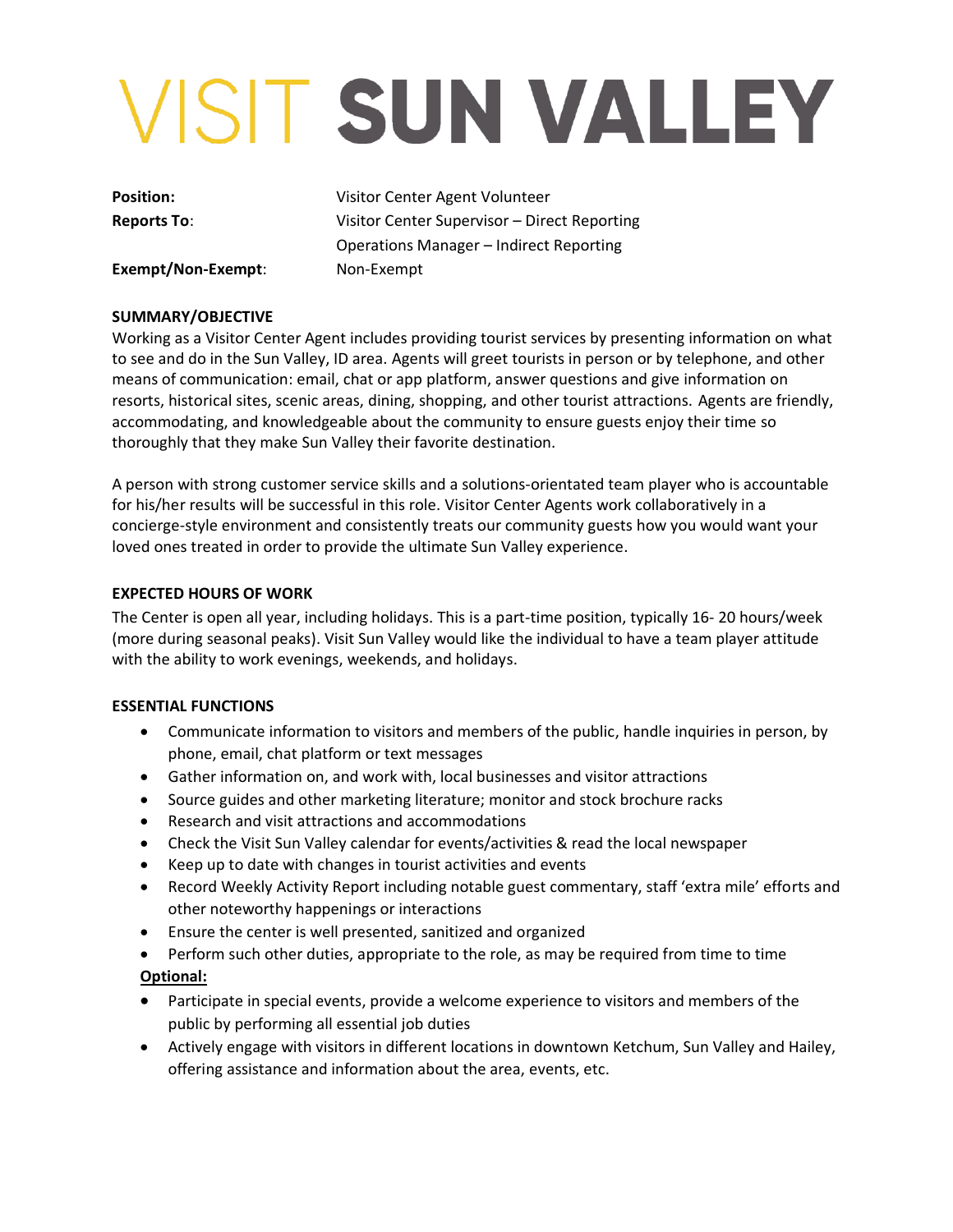# VISIT SUN VALLEY

**Position:** Visitor Center Agent Volunteer

**Reports To**: Visitor Center Supervisor – Direct Reporting
Operations Manager – Indirect Reporting

**Exempt/Non-Exempt**: Non-Exempt

## SUMMARY/OBJECTIVE

Working as a Visitor Center Agent includes providing tourist services by presenting information on what to see and do in the Sun Valley, ID area. Agents will greet tourists in person or by telephone, and other means of communication: email, chat or app platform, answer questions and give information on resorts, historical sites, scenic areas, dining, shopping, and other tourist attractions. Agents are friendly, accommodating, and knowledgeable about the community to ensure guests enjoy their time so thoroughly that they make Sun Valley their favorite destination.

A person with strong customer service skills and a solutions-orientated team player who is accountable for his/her results will be successful in this role. Visitor Center Agents work collaboratively in a concierge-style environment and consistently treats our community guests how you would want your loved ones treated in order to provide the ultimate Sun Valley experience.

## EXPECTED HOURS OF WORK

The Center is open all year, including holidays. This is a part-time position, typically 16- 20 hours/week (more during seasonal peaks). Visit Sun Valley would like the individual to have a team player attitude with the ability to work evenings, weekends, and holidays.

## ESSENTIAL FUNCTIONS

- Communicate information to visitors and members of the public, handle inquiries in person, by phone, email, chat platform or text messages
- Gather information on, and work with, local businesses and visitor attractions
- Source guides and other marketing literature; monitor and stock brochure racks
- Research and visit attractions and accommodations
- Check the Visit Sun Valley calendar for events/activities & read the local newspaper
- Keep up to date with changes in tourist activities and events
- Record Weekly Activity Report including notable guest commentary, staff 'extra mile' efforts and other noteworthy happenings or interactions
- Ensure the center is well presented, sanitized and organized
- Perform such other duties, appropriate to the role, as may be required from time to time

**Optional:**

- Participate in special events, provide a welcome experience to visitors and members of the public by performing all essential job duties
- Actively engage with visitors in different locations in downtown Ketchum, Sun Valley and Hailey, offering assistance and information about the area, events, etc.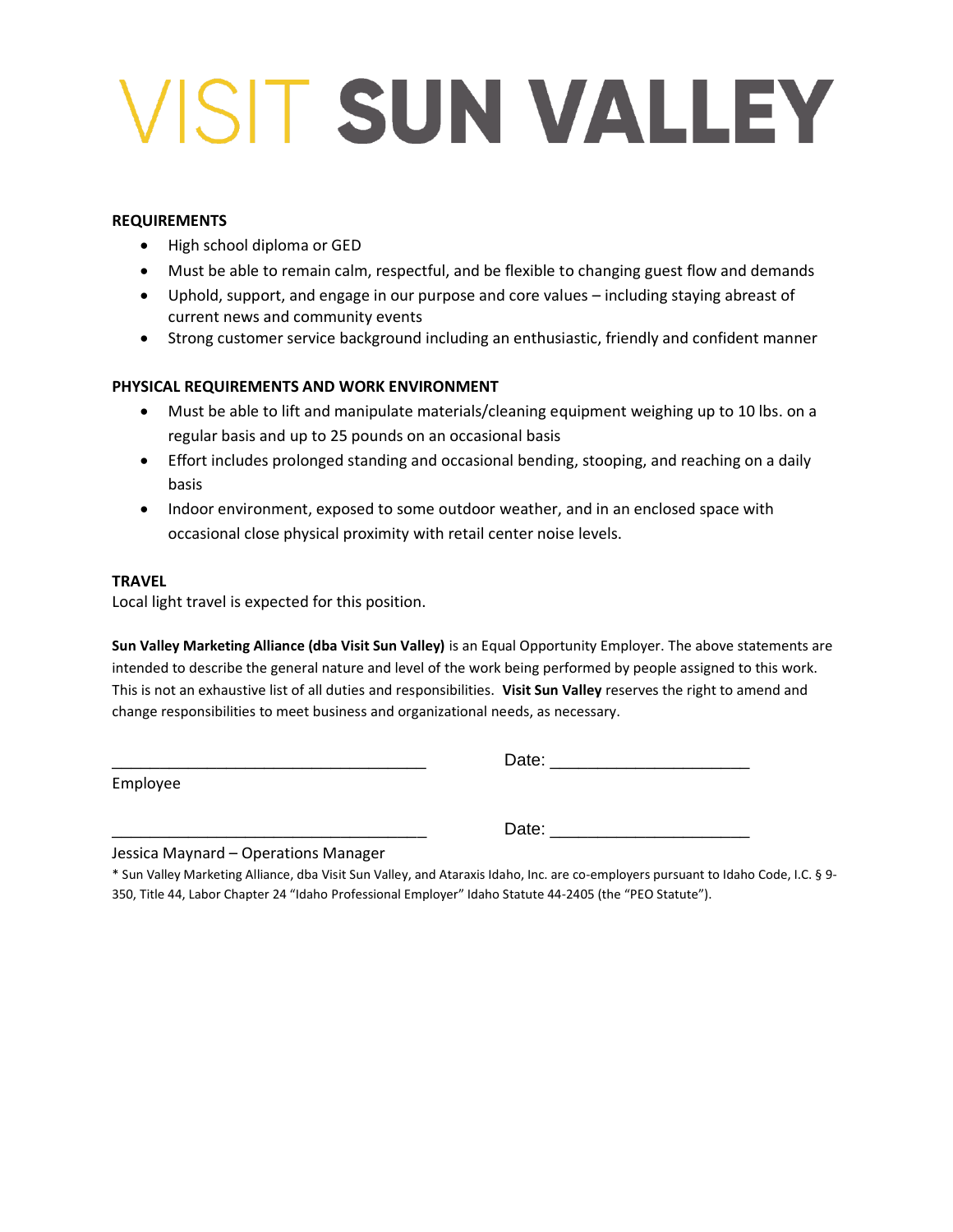# VISIT SUN VALLEY

**REQUIREMENTS**

- High school diploma or GED
- Must be able to remain calm, respectful, and be flexible to changing guest flow and demands
- Uphold, support, and engage in our purpose and core values – including staying abreast of current news and community events
- Strong customer service background including an enthusiastic, friendly and confident manner

**PHYSICAL REQUIREMENTS AND WORK ENVIRONMENT**

- Must be able to lift and manipulate materials/cleaning equipment weighing up to 10 lbs. on a regular basis and up to 25 pounds on an occasional basis
- Effort includes prolonged standing and occasional bending, stooping, and reaching on a daily basis
- Indoor environment, exposed to some outdoor weather, and in an enclosed space with occasional close physical proximity with retail center noise levels.

**TRAVEL**

Local light travel is expected for this position.

**Sun Valley Marketing Alliance (dba Visit Sun Valley)** is an Equal Opportunity Employer. The above statements are intended to describe the general nature and level of the work being performed by people assigned to this work. This is not an exhaustive list of all duties and responsibilities. **Visit Sun Valley** reserves the right to amend and change responsibilities to meet business and organizational needs, as necessary.

___________________________________ Date: ______________________

Employee

___________________________________ Date: ______________________

Jessica Maynard – Operations Manager

* Sun Valley Marketing Alliance, dba Visit Sun Valley, and Ataraxis Idaho, Inc. are co-employers pursuant to Idaho Code, I.C. § 9-350, Title 44, Labor Chapter 24 "Idaho Professional Employer" Idaho Statute 44-2405 (the "PEO Statute").